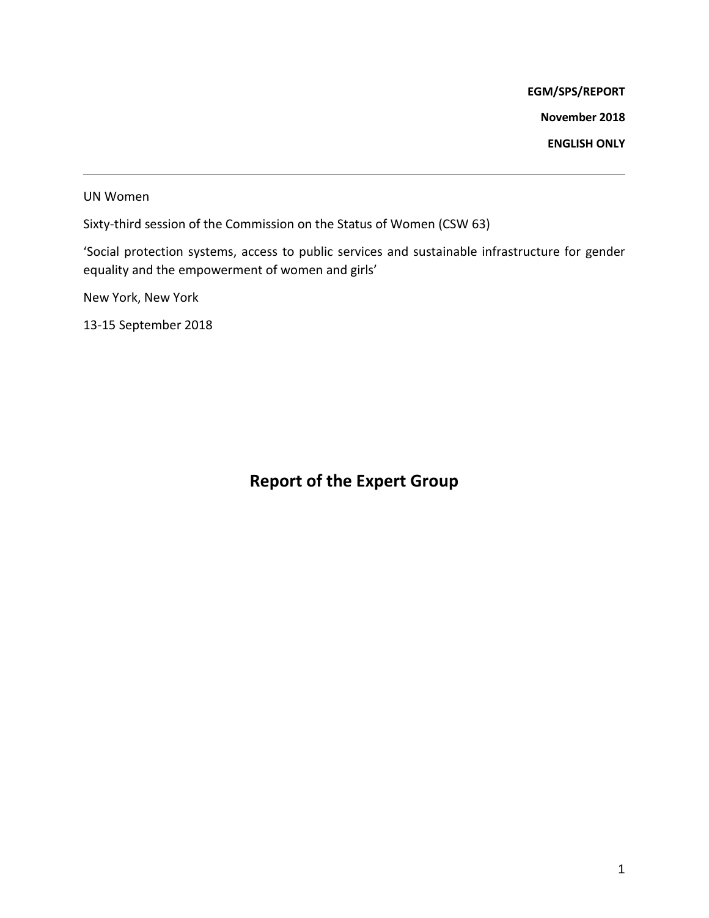**EGM/SPS/REPORT**

**November 2018**

**ENGLISH ONLY**

---

UN Women

Sixty-third session of the Commission on the Status of Women (CSW 63)

'Social protection systems, access to public services and sustainable infrastructure for gender equality and the empowerment of women and girls'

New York, New York

13-15 September 2018

# Report of the Expert Group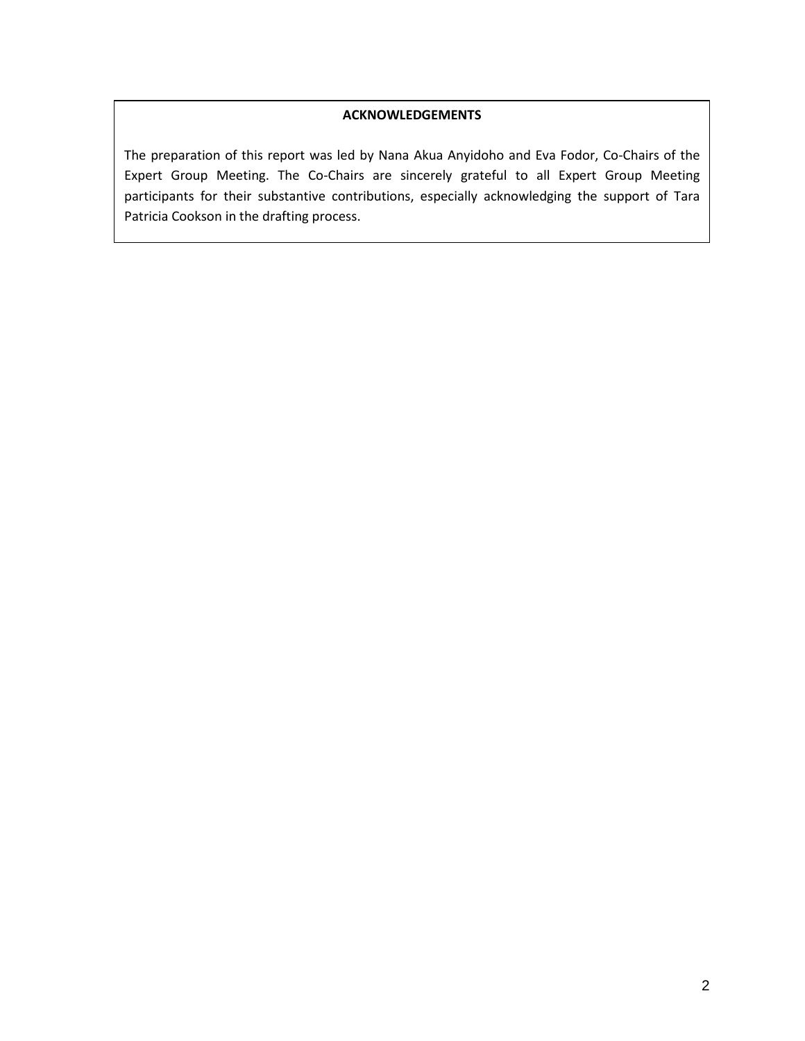## ACKNOWLEDGEMENTS

The preparation of this report was led by Nana Akua Anyidoho and Eva Fodor, Co-Chairs of the Expert Group Meeting. The Co-Chairs are sincerely grateful to all Expert Group Meeting participants for their substantive contributions, especially acknowledging the support of Tara Patricia Cookson in the drafting process.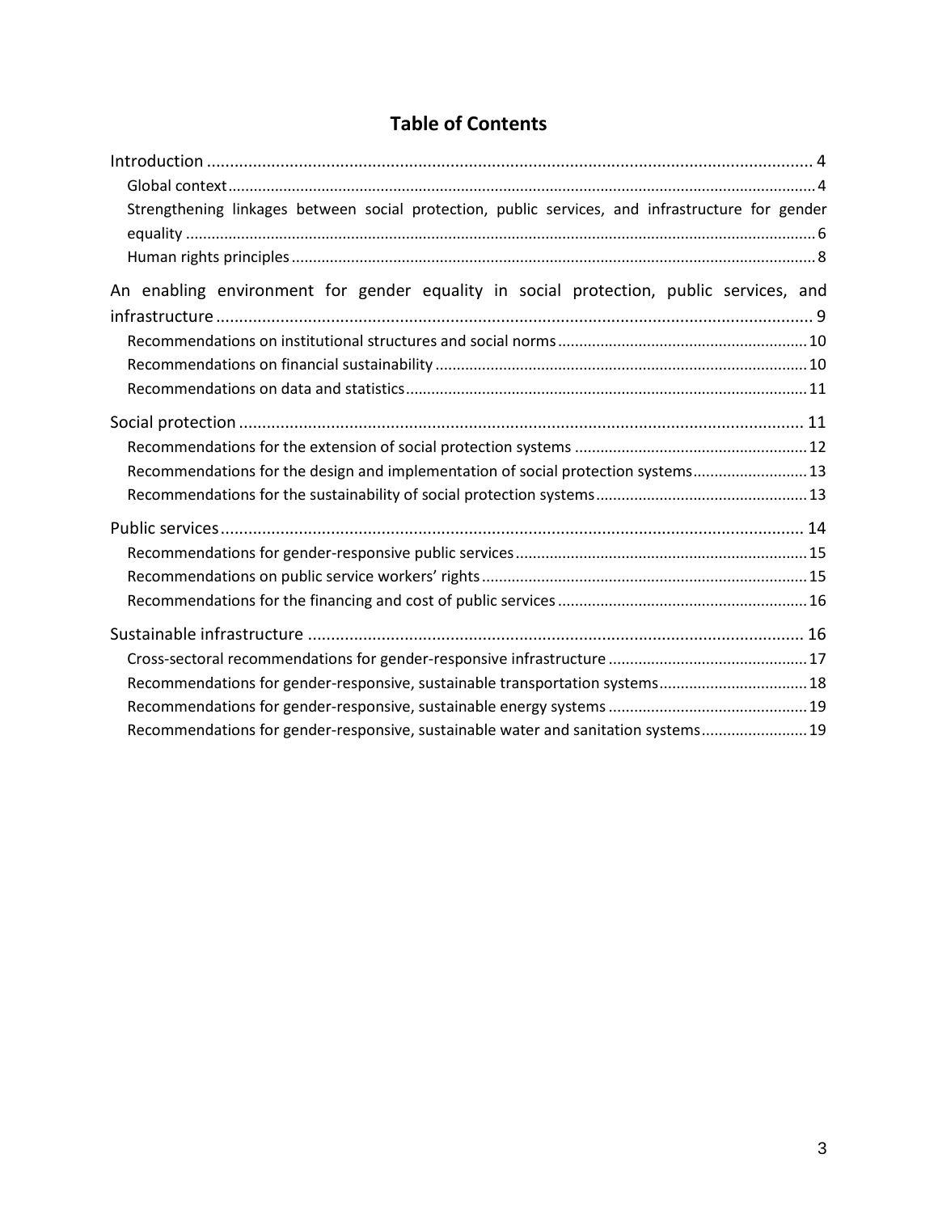# Table of Contents

Introduction .......... 4
- Global context .......... 4
- Strengthening linkages between social protection, public services, and infrastructure for gender equality .......... 6
- Human rights principles .......... 8

An enabling environment for gender equality in social protection, public services, and infrastructure .......... 9
- Recommendations on institutional structures and social norms .......... 10
- Recommendations on financial sustainability .......... 10
- Recommendations on data and statistics .......... 11

Social protection .......... 11
- Recommendations for the extension of social protection systems .......... 12
- Recommendations for the design and implementation of social protection systems .......... 13
- Recommendations for the sustainability of social protection systems .......... 13

Public services .......... 14
- Recommendations for gender-responsive public services .......... 15
- Recommendations on public service workers' rights .......... 15
- Recommendations for the financing and cost of public services .......... 16

Sustainable infrastructure .......... 16
- Cross-sectoral recommendations for gender-responsive infrastructure .......... 17
- Recommendations for gender-responsive, sustainable transportation systems .......... 18
- Recommendations for gender-responsive, sustainable energy systems .......... 19
- Recommendations for gender-responsive, sustainable water and sanitation systems .......... 19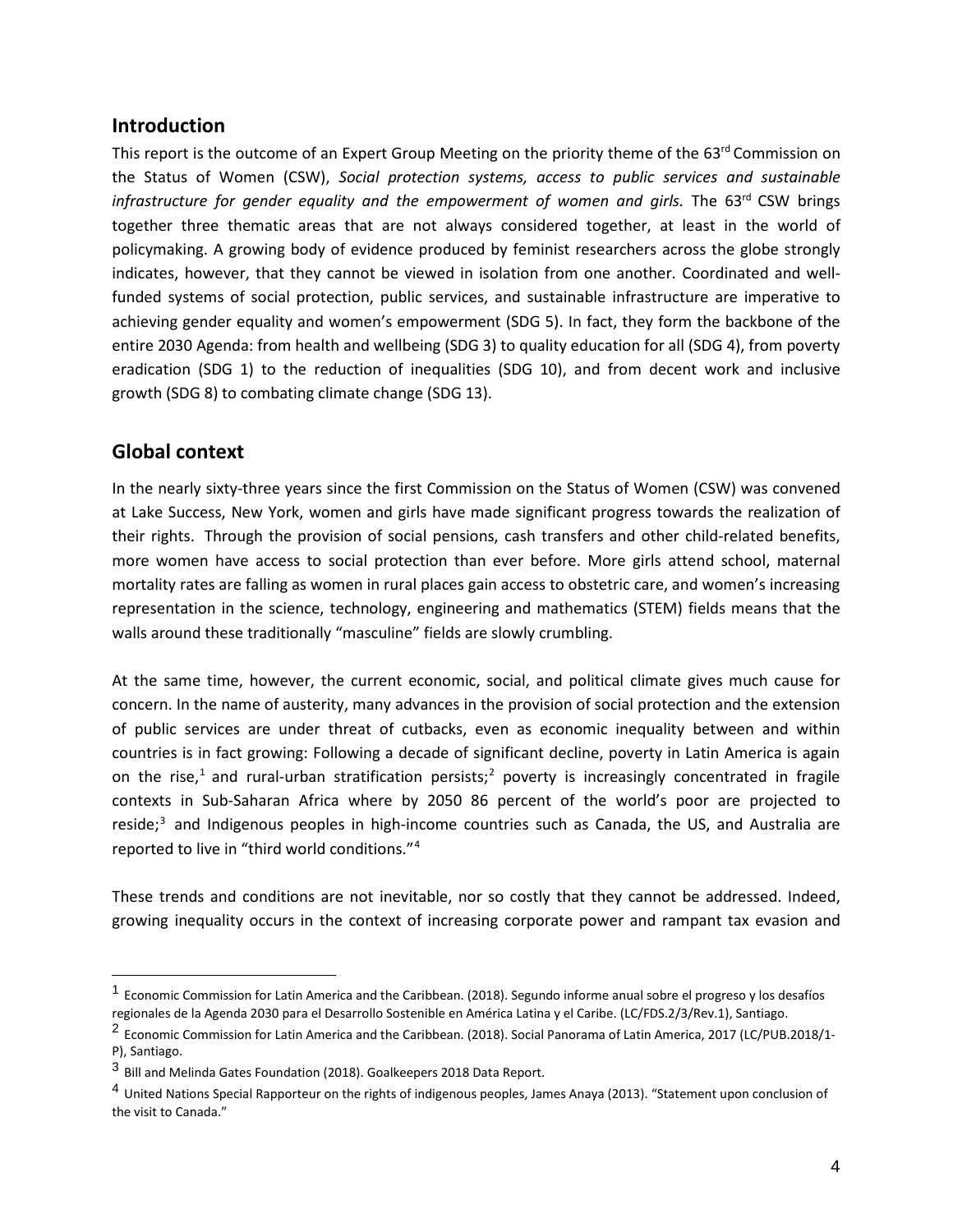## Introduction

This report is the outcome of an Expert Group Meeting on the priority theme of the 63rd Commission on the Status of Women (CSW), *Social protection systems, access to public services and sustainable infrastructure for gender equality and the empowerment of women and girls.* The 63rd CSW brings together three thematic areas that are not always considered together, at least in the world of policymaking. A growing body of evidence produced by feminist researchers across the globe strongly indicates, however, that they cannot be viewed in isolation from one another. Coordinated and well-funded systems of social protection, public services, and sustainable infrastructure are imperative to achieving gender equality and women's empowerment (SDG 5). In fact, they form the backbone of the entire 2030 Agenda: from health and wellbeing (SDG 3) to quality education for all (SDG 4), from poverty eradication (SDG 1) to the reduction of inequalities (SDG 10), and from decent work and inclusive growth (SDG 8) to combating climate change (SDG 13).

## Global context

In the nearly sixty-three years since the first Commission on the Status of Women (CSW) was convened at Lake Success, New York, women and girls have made significant progress towards the realization of their rights. Through the provision of social pensions, cash transfers and other child-related benefits, more women have access to social protection than ever before. More girls attend school, maternal mortality rates are falling as women in rural places gain access to obstetric care, and women's increasing representation in the science, technology, engineering and mathematics (STEM) fields means that the walls around these traditionally "masculine" fields are slowly crumbling.

At the same time, however, the current economic, social, and political climate gives much cause for concern. In the name of austerity, many advances in the provision of social protection and the extension of public services are under threat of cutbacks, even as economic inequality between and within countries is in fact growing: Following a decade of significant decline, poverty in Latin America is again on the rise,[1] and rural-urban stratification persists;[2] poverty is increasingly concentrated in fragile contexts in Sub-Saharan Africa where by 2050 86 percent of the world's poor are projected to reside;[3] and Indigenous peoples in high-income countries such as Canada, the US, and Australia are reported to live in "third world conditions."[4]

These trends and conditions are not inevitable, nor so costly that they cannot be addressed. Indeed, growing inequality occurs in the context of increasing corporate power and rampant tax evasion and

---

[1] Economic Commission for Latin America and the Caribbean. (2018). Segundo informe anual sobre el progreso y los desafíos regionales de la Agenda 2030 para el Desarrollo Sostenible en América Latina y el Caribe. (LC/FDS.2/3/Rev.1), Santiago.

[2] Economic Commission for Latin America and the Caribbean. (2018). Social Panorama of Latin America, 2017 (LC/PUB.2018/1-P), Santiago.

[3] Bill and Melinda Gates Foundation (2018). Goalkeepers 2018 Data Report.

[4] United Nations Special Rapporteur on the rights of indigenous peoples, James Anaya (2013). "Statement upon conclusion of the visit to Canada."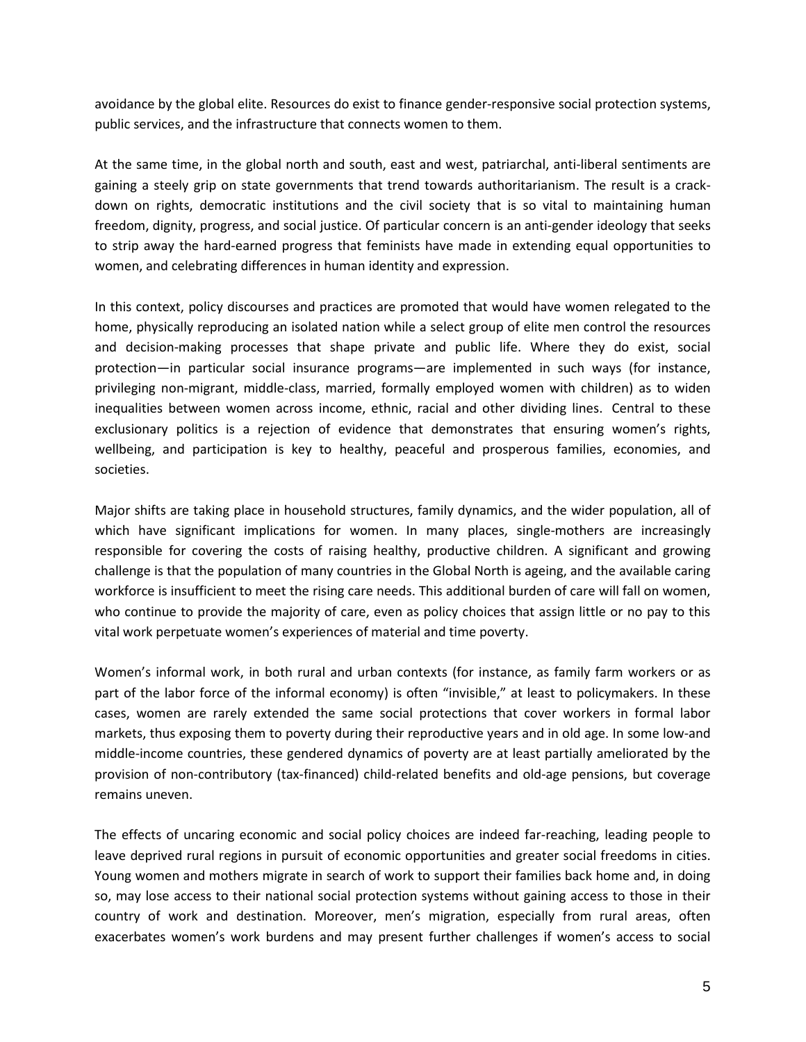avoidance by the global elite. Resources do exist to finance gender-responsive social protection systems, public services, and the infrastructure that connects women to them.

At the same time, in the global north and south, east and west, patriarchal, anti-liberal sentiments are gaining a steely grip on state governments that trend towards authoritarianism. The result is a crack-down on rights, democratic institutions and the civil society that is so vital to maintaining human freedom, dignity, progress, and social justice. Of particular concern is an anti-gender ideology that seeks to strip away the hard-earned progress that feminists have made in extending equal opportunities to women, and celebrating differences in human identity and expression.

In this context, policy discourses and practices are promoted that would have women relegated to the home, physically reproducing an isolated nation while a select group of elite men control the resources and decision-making processes that shape private and public life. Where they do exist, social protection—in particular social insurance programs—are implemented in such ways (for instance, privileging non-migrant, middle-class, married, formally employed women with children) as to widen inequalities between women across income, ethnic, racial and other dividing lines. Central to these exclusionary politics is a rejection of evidence that demonstrates that ensuring women's rights, wellbeing, and participation is key to healthy, peaceful and prosperous families, economies, and societies.

Major shifts are taking place in household structures, family dynamics, and the wider population, all of which have significant implications for women. In many places, single-mothers are increasingly responsible for covering the costs of raising healthy, productive children. A significant and growing challenge is that the population of many countries in the Global North is ageing, and the available caring workforce is insufficient to meet the rising care needs. This additional burden of care will fall on women, who continue to provide the majority of care, even as policy choices that assign little or no pay to this vital work perpetuate women's experiences of material and time poverty.

Women's informal work, in both rural and urban contexts (for instance, as family farm workers or as part of the labor force of the informal economy) is often "invisible," at least to policymakers. In these cases, women are rarely extended the same social protections that cover workers in formal labor markets, thus exposing them to poverty during their reproductive years and in old age. In some low-and middle-income countries, these gendered dynamics of poverty are at least partially ameliorated by the provision of non-contributory (tax-financed) child-related benefits and old-age pensions, but coverage remains uneven.

The effects of uncaring economic and social policy choices are indeed far-reaching, leading people to leave deprived rural regions in pursuit of economic opportunities and greater social freedoms in cities. Young women and mothers migrate in search of work to support their families back home and, in doing so, may lose access to their national social protection systems without gaining access to those in their country of work and destination. Moreover, men's migration, especially from rural areas, often exacerbates women's work burdens and may present further challenges if women's access to social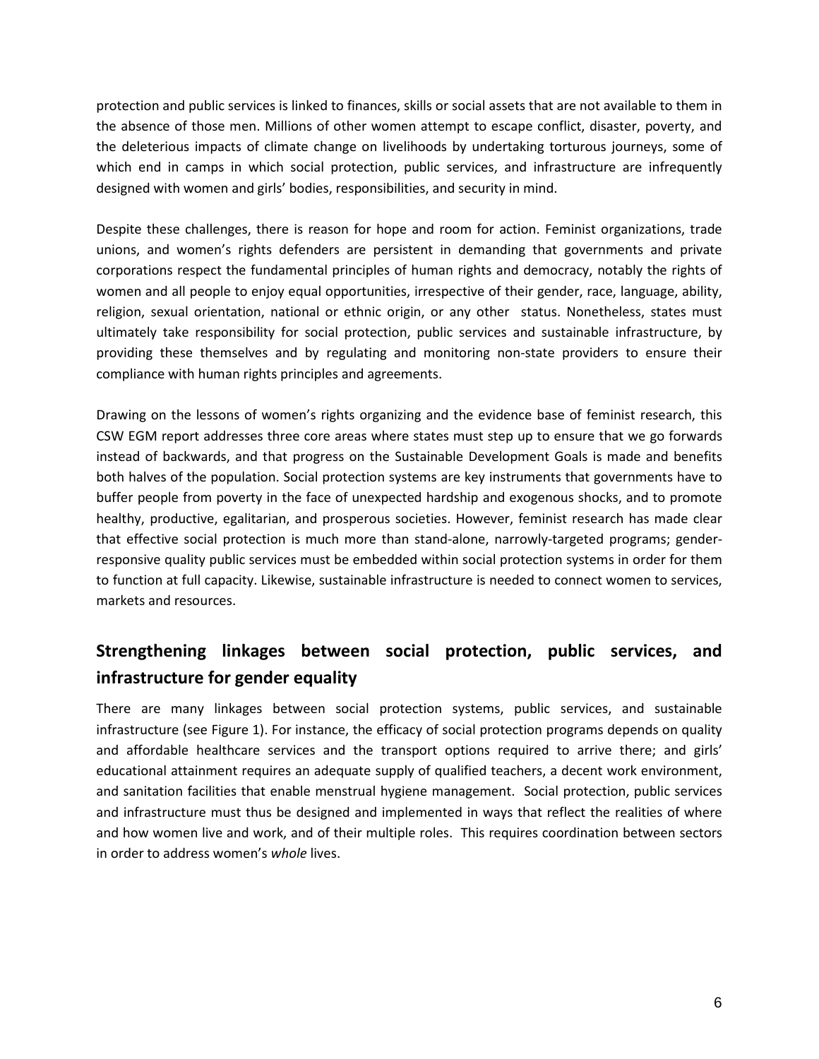protection and public services is linked to finances, skills or social assets that are not available to them in the absence of those men. Millions of other women attempt to escape conflict, disaster, poverty, and the deleterious impacts of climate change on livelihoods by undertaking torturous journeys, some of which end in camps in which social protection, public services, and infrastructure are infrequently designed with women and girls' bodies, responsibilities, and security in mind.

Despite these challenges, there is reason for hope and room for action. Feminist organizations, trade unions, and women's rights defenders are persistent in demanding that governments and private corporations respect the fundamental principles of human rights and democracy, notably the rights of women and all people to enjoy equal opportunities, irrespective of their gender, race, language, ability, religion, sexual orientation, national or ethnic origin, or any other status. Nonetheless, states must ultimately take responsibility for social protection, public services and sustainable infrastructure, by providing these themselves and by regulating and monitoring non-state providers to ensure their compliance with human rights principles and agreements.

Drawing on the lessons of women's rights organizing and the evidence base of feminist research, this CSW EGM report addresses three core areas where states must step up to ensure that we go forwards instead of backwards, and that progress on the Sustainable Development Goals is made and benefits both halves of the population. Social protection systems are key instruments that governments have to buffer people from poverty in the face of unexpected hardship and exogenous shocks, and to promote healthy, productive, egalitarian, and prosperous societies. However, feminist research has made clear that effective social protection is much more than stand-alone, narrowly-targeted programs; gender-responsive quality public services must be embedded within social protection systems in order for them to function at full capacity. Likewise, sustainable infrastructure is needed to connect women to services, markets and resources.

## Strengthening linkages between social protection, public services, and infrastructure for gender equality

There are many linkages between social protection systems, public services, and sustainable infrastructure (see Figure 1). For instance, the efficacy of social protection programs depends on quality and affordable healthcare services and the transport options required to arrive there; and girls' educational attainment requires an adequate supply of qualified teachers, a decent work environment, and sanitation facilities that enable menstrual hygiene management. Social protection, public services and infrastructure must thus be designed and implemented in ways that reflect the realities of where and how women live and work, and of their multiple roles. This requires coordination between sectors in order to address women's *whole* lives.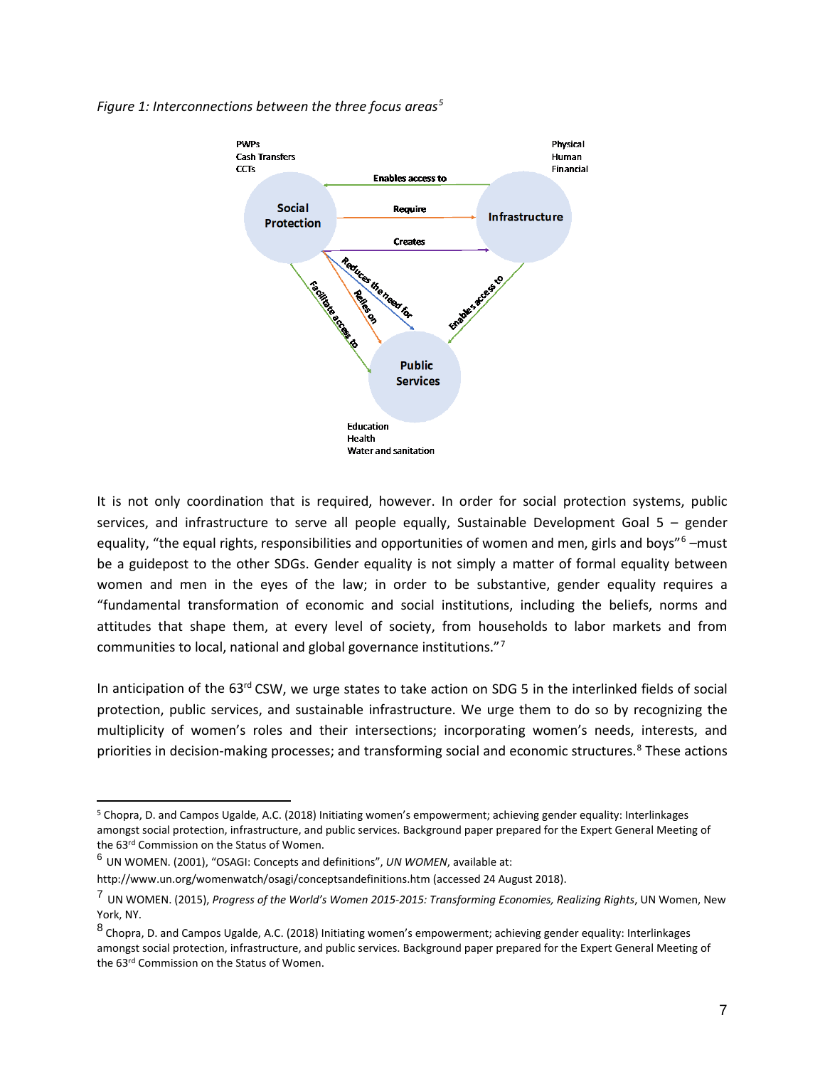*Figure 1: Interconnections between the three focus areas*[5]

PWPs
Cash Transfers
CCTs

Physical
Human
Financial

Social Protection

Infrastructure

Public Services

Enables access to

Require

Creates

Reduces the need for

Relies on

Facilitate access to

Enables access to

Education
Health
Water and sanitation

It is not only coordination that is required, however. In order for social protection systems, public services, and infrastructure to serve all people equally, Sustainable Development Goal 5 – gender equality, "the equal rights, responsibilities and opportunities of women and men, girls and boys"[6] –must be a guidepost to the other SDGs. Gender equality is not simply a matter of formal equality between women and men in the eyes of the law; in order to be substantive, gender equality requires a "fundamental transformation of economic and social institutions, including the beliefs, norms and attitudes that shape them, at every level of society, from households to labor markets and from communities to local, national and global governance institutions."[7]

In anticipation of the 63rd CSW, we urge states to take action on SDG 5 in the interlinked fields of social protection, public services, and sustainable infrastructure. We urge them to do so by recognizing the multiplicity of women's roles and their intersections; incorporating women's needs, interests, and priorities in decision-making processes; and transforming social and economic structures.[8] These actions

---

[5] Chopra, D. and Campos Ugalde, A.C. (2018) Initiating women's empowerment; achieving gender equality: Interlinkages amongst social protection, infrastructure, and public services. Background paper prepared for the Expert General Meeting of the 63rd Commission on the Status of Women.

[6] UN WOMEN. (2001), "OSAGI: Concepts and definitions", *UN WOMEN*, available at: http://www.un.org/womenwatch/osagi/conceptsandefinitions.htm (accessed 24 August 2018).

[7] UN WOMEN. (2015), *Progress of the World's Women 2015-2015: Transforming Economies, Realizing Rights*, UN Women, New York, NY.

[8] Chopra, D. and Campos Ugalde, A.C. (2018) Initiating women's empowerment; achieving gender equality: Interlinkages amongst social protection, infrastructure, and public services. Background paper prepared for the Expert General Meeting of the 63rd Commission on the Status of Women.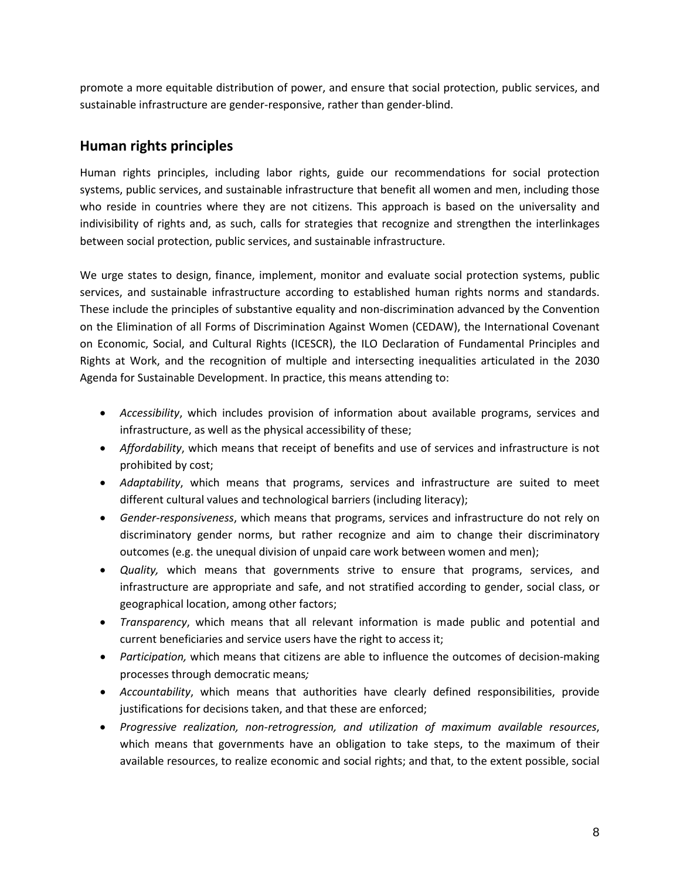promote a more equitable distribution of power, and ensure that social protection, public services, and sustainable infrastructure are gender-responsive, rather than gender-blind.

## Human rights principles

Human rights principles, including labor rights, guide our recommendations for social protection systems, public services, and sustainable infrastructure that benefit all women and men, including those who reside in countries where they are not citizens. This approach is based on the universality and indivisibility of rights and, as such, calls for strategies that recognize and strengthen the interlinkages between social protection, public services, and sustainable infrastructure.

We urge states to design, finance, implement, monitor and evaluate social protection systems, public services, and sustainable infrastructure according to established human rights norms and standards. These include the principles of substantive equality and non-discrimination advanced by the Convention on the Elimination of all Forms of Discrimination Against Women (CEDAW), the International Covenant on Economic, Social, and Cultural Rights (ICESCR), the ILO Declaration of Fundamental Principles and Rights at Work, and the recognition of multiple and intersecting inequalities articulated in the 2030 Agenda for Sustainable Development. In practice, this means attending to:

- *Accessibility*, which includes provision of information about available programs, services and infrastructure, as well as the physical accessibility of these;
- *Affordability*, which means that receipt of benefits and use of services and infrastructure is not prohibited by cost;
- *Adaptability*, which means that programs, services and infrastructure are suited to meet different cultural values and technological barriers (including literacy);
- *Gender-responsiveness*, which means that programs, services and infrastructure do not rely on discriminatory gender norms, but rather recognize and aim to change their discriminatory outcomes (e.g. the unequal division of unpaid care work between women and men);
- *Quality,* which means that governments strive to ensure that programs, services, and infrastructure are appropriate and safe, and not stratified according to gender, social class, or geographical location, among other factors;
- *Transparency*, which means that all relevant information is made public and potential and current beneficiaries and service users have the right to access it;
- *Participation,* which means that citizens are able to influence the outcomes of decision-making processes through democratic means*;*
- *Accountability*, which means that authorities have clearly defined responsibilities, provide justifications for decisions taken, and that these are enforced;
- *Progressive realization, non-retrogression, and utilization of maximum available resources*, which means that governments have an obligation to take steps, to the maximum of their available resources, to realize economic and social rights; and that, to the extent possible, social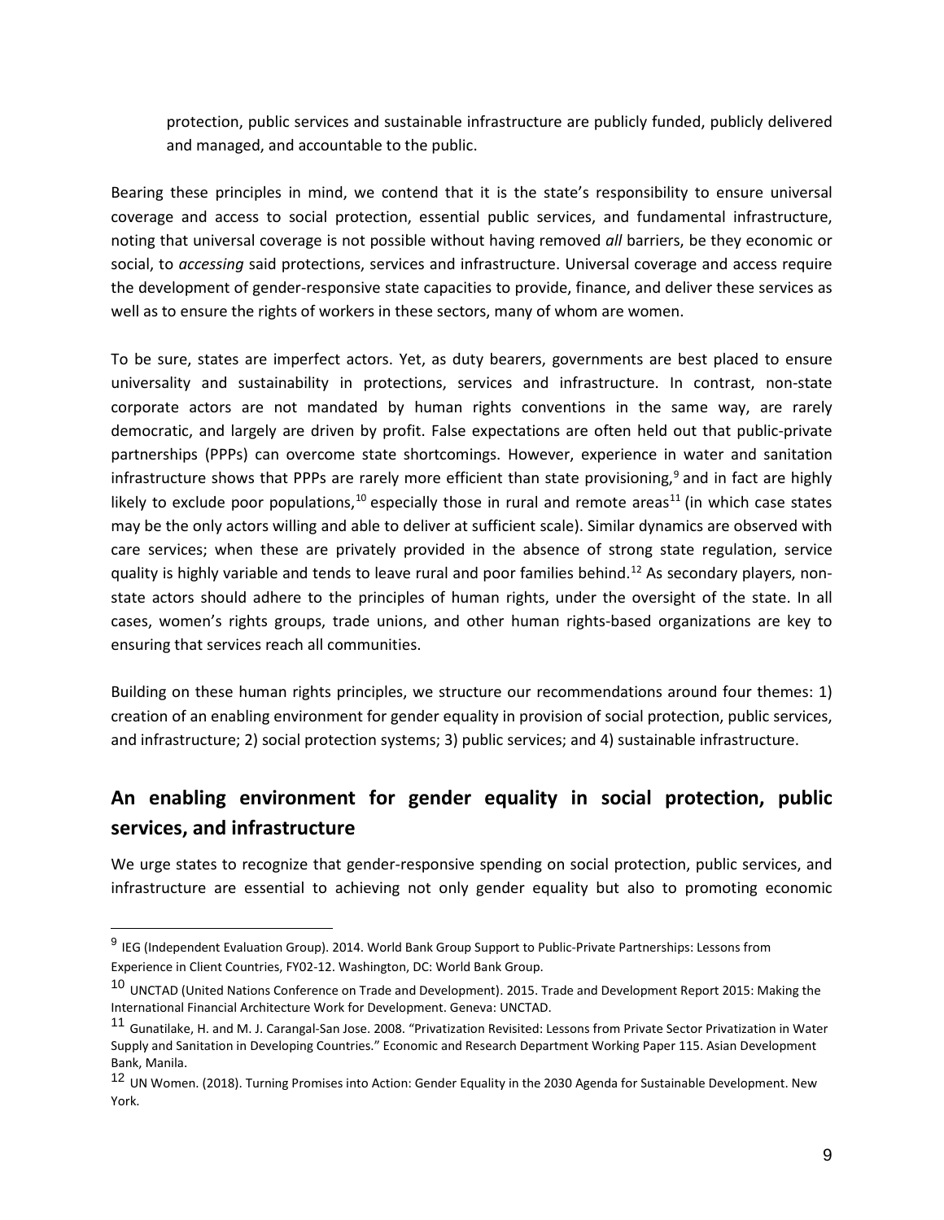protection, public services and sustainable infrastructure are publicly funded, publicly delivered and managed, and accountable to the public.

Bearing these principles in mind, we contend that it is the state's responsibility to ensure universal coverage and access to social protection, essential public services, and fundamental infrastructure, noting that universal coverage is not possible without having removed *all* barriers, be they economic or social, to *accessing* said protections, services and infrastructure. Universal coverage and access require the development of gender-responsive state capacities to provide, finance, and deliver these services as well as to ensure the rights of workers in these sectors, many of whom are women.

To be sure, states are imperfect actors. Yet, as duty bearers, governments are best placed to ensure universality and sustainability in protections, services and infrastructure. In contrast, non-state corporate actors are not mandated by human rights conventions in the same way, are rarely democratic, and largely are driven by profit. False expectations are often held out that public-private partnerships (PPPs) can overcome state shortcomings. However, experience in water and sanitation infrastructure shows that PPPs are rarely more efficient than state provisioning,[9] and in fact are highly likely to exclude poor populations,[10] especially those in rural and remote areas[11] (in which case states may be the only actors willing and able to deliver at sufficient scale). Similar dynamics are observed with care services; when these are privately provided in the absence of strong state regulation, service quality is highly variable and tends to leave rural and poor families behind.[12] As secondary players, non-state actors should adhere to the principles of human rights, under the oversight of the state. In all cases, women's rights groups, trade unions, and other human rights-based organizations are key to ensuring that services reach all communities.

Building on these human rights principles, we structure our recommendations around four themes: 1) creation of an enabling environment for gender equality in provision of social protection, public services, and infrastructure; 2) social protection systems; 3) public services; and 4) sustainable infrastructure.

## An enabling environment for gender equality in social protection, public services, and infrastructure

We urge states to recognize that gender-responsive spending on social protection, public services, and infrastructure are essential to achieving not only gender equality but also to promoting economic

[9] IEG (Independent Evaluation Group). 2014. World Bank Group Support to Public-Private Partnerships: Lessons from Experience in Client Countries, FY02-12. Washington, DC: World Bank Group.

[10] UNCTAD (United Nations Conference on Trade and Development). 2015. Trade and Development Report 2015: Making the International Financial Architecture Work for Development. Geneva: UNCTAD.

[11] Gunatilake, H. and M. J. Carangal-San Jose. 2008. "Privatization Revisited: Lessons from Private Sector Privatization in Water Supply and Sanitation in Developing Countries." Economic and Research Department Working Paper 115. Asian Development Bank, Manila.

[12] UN Women. (2018). Turning Promises into Action: Gender Equality in the 2030 Agenda for Sustainable Development. New York.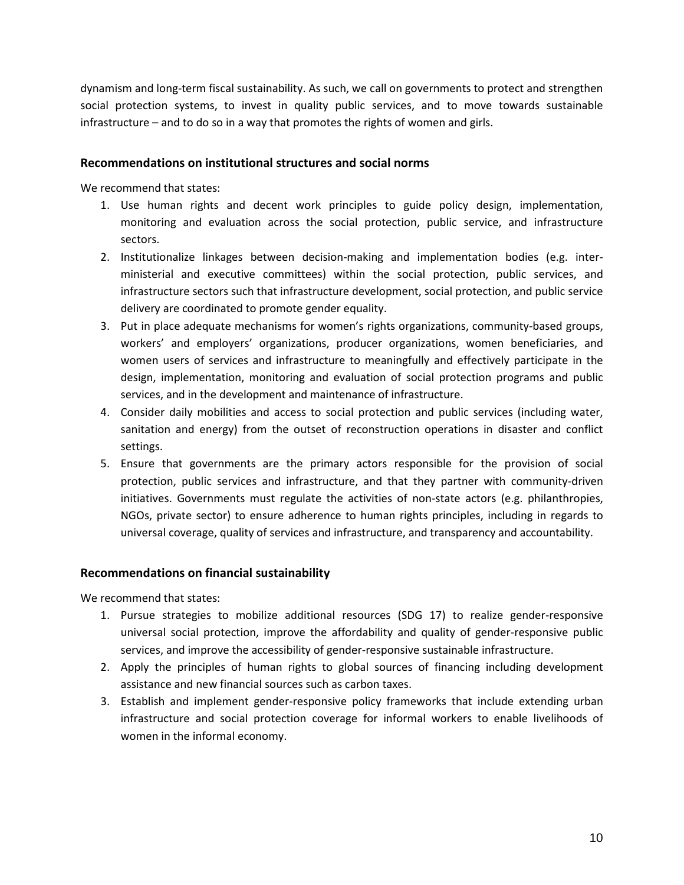dynamism and long-term fiscal sustainability. As such, we call on governments to protect and strengthen social protection systems, to invest in quality public services, and to move towards sustainable infrastructure – and to do so in a way that promotes the rights of women and girls.

### Recommendations on institutional structures and social norms

We recommend that states:

1. Use human rights and decent work principles to guide policy design, implementation, monitoring and evaluation across the social protection, public service, and infrastructure sectors.
2. Institutionalize linkages between decision-making and implementation bodies (e.g. inter-ministerial and executive committees) within the social protection, public services, and infrastructure sectors such that infrastructure development, social protection, and public service delivery are coordinated to promote gender equality.
3. Put in place adequate mechanisms for women's rights organizations, community-based groups, workers' and employers' organizations, producer organizations, women beneficiaries, and women users of services and infrastructure to meaningfully and effectively participate in the design, implementation, monitoring and evaluation of social protection programs and public services, and in the development and maintenance of infrastructure.
4. Consider daily mobilities and access to social protection and public services (including water, sanitation and energy) from the outset of reconstruction operations in disaster and conflict settings.
5. Ensure that governments are the primary actors responsible for the provision of social protection, public services and infrastructure, and that they partner with community-driven initiatives. Governments must regulate the activities of non-state actors (e.g. philanthropies, NGOs, private sector) to ensure adherence to human rights principles, including in regards to universal coverage, quality of services and infrastructure, and transparency and accountability.

### Recommendations on financial sustainability

We recommend that states:

1. Pursue strategies to mobilize additional resources (SDG 17) to realize gender-responsive universal social protection, improve the affordability and quality of gender-responsive public services, and improve the accessibility of gender-responsive sustainable infrastructure.
2. Apply the principles of human rights to global sources of financing including development assistance and new financial sources such as carbon taxes.
3. Establish and implement gender-responsive policy frameworks that include extending urban infrastructure and social protection coverage for informal workers to enable livelihoods of women in the informal economy.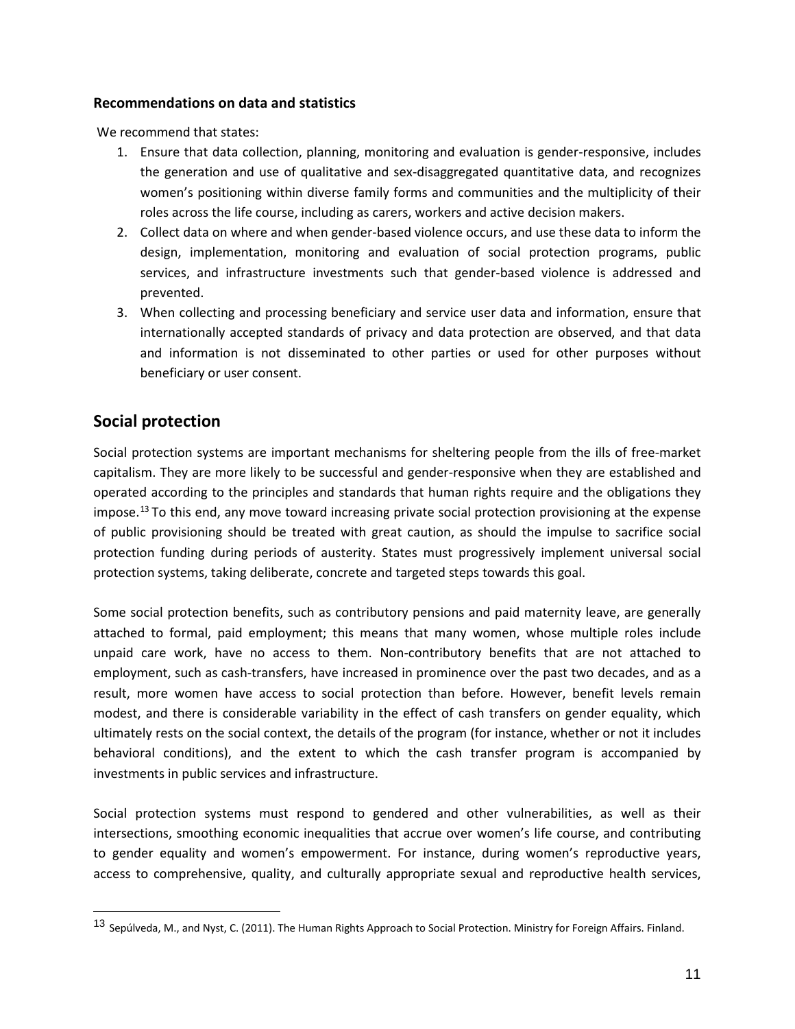**Recommendations on data and statistics**

We recommend that states:

1. Ensure that data collection, planning, monitoring and evaluation is gender-responsive, includes the generation and use of qualitative and sex-disaggregated quantitative data, and recognizes women's positioning within diverse family forms and communities and the multiplicity of their roles across the life course, including as carers, workers and active decision makers.
2. Collect data on where and when gender-based violence occurs, and use these data to inform the design, implementation, monitoring and evaluation of social protection programs, public services, and infrastructure investments such that gender-based violence is addressed and prevented.
3. When collecting and processing beneficiary and service user data and information, ensure that internationally accepted standards of privacy and data protection are observed, and that data and information is not disseminated to other parties or used for other purposes without beneficiary or user consent.

## Social protection

Social protection systems are important mechanisms for sheltering people from the ills of free-market capitalism. They are more likely to be successful and gender-responsive when they are established and operated according to the principles and standards that human rights require and the obligations they impose.[13] To this end, any move toward increasing private social protection provisioning at the expense of public provisioning should be treated with great caution, as should the impulse to sacrifice social protection funding during periods of austerity. States must progressively implement universal social protection systems, taking deliberate, concrete and targeted steps towards this goal.

Some social protection benefits, such as contributory pensions and paid maternity leave, are generally attached to formal, paid employment; this means that many women, whose multiple roles include unpaid care work, have no access to them. Non-contributory benefits that are not attached to employment, such as cash-transfers, have increased in prominence over the past two decades, and as a result, more women have access to social protection than before. However, benefit levels remain modest, and there is considerable variability in the effect of cash transfers on gender equality, which ultimately rests on the social context, the details of the program (for instance, whether or not it includes behavioral conditions), and the extent to which the cash transfer program is accompanied by investments in public services and infrastructure.

Social protection systems must respond to gendered and other vulnerabilities, as well as their intersections, smoothing economic inequalities that accrue over women's life course, and contributing to gender equality and women's empowerment. For instance, during women's reproductive years, access to comprehensive, quality, and culturally appropriate sexual and reproductive health services,

---

[13] Sepúlveda, M., and Nyst, C. (2011). The Human Rights Approach to Social Protection. Ministry for Foreign Affairs. Finland.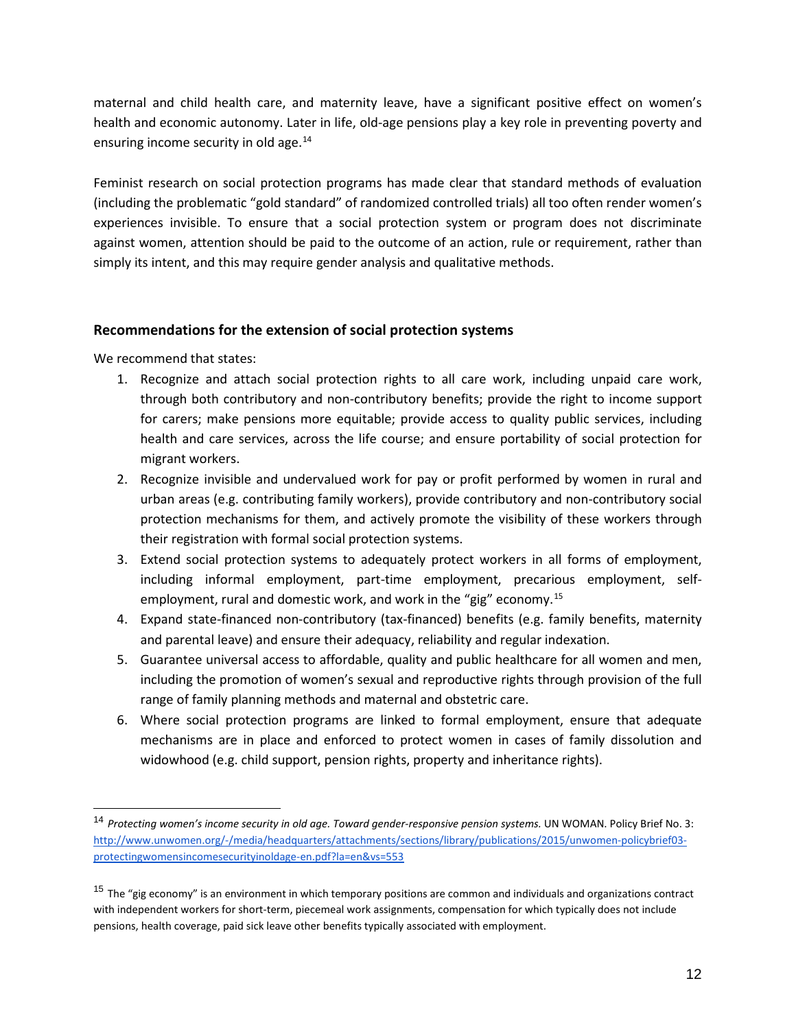maternal and child health care, and maternity leave, have a significant positive effect on women's health and economic autonomy. Later in life, old-age pensions play a key role in preventing poverty and ensuring income security in old age.[14]

Feminist research on social protection programs has made clear that standard methods of evaluation (including the problematic "gold standard" of randomized controlled trials) all too often render women's experiences invisible. To ensure that a social protection system or program does not discriminate against women, attention should be paid to the outcome of an action, rule or requirement, rather than simply its intent, and this may require gender analysis and qualitative methods.

### Recommendations for the extension of social protection systems

We recommend that states:

1. Recognize and attach social protection rights to all care work, including unpaid care work, through both contributory and non-contributory benefits; provide the right to income support for carers; make pensions more equitable; provide access to quality public services, including health and care services, across the life course; and ensure portability of social protection for migrant workers.
2. Recognize invisible and undervalued work for pay or profit performed by women in rural and urban areas (e.g. contributing family workers), provide contributory and non-contributory social protection mechanisms for them, and actively promote the visibility of these workers through their registration with formal social protection systems.
3. Extend social protection systems to adequately protect workers in all forms of employment, including informal employment, part-time employment, precarious employment, self-employment, rural and domestic work, and work in the "gig" economy.[15]
4. Expand state-financed non-contributory (tax-financed) benefits (e.g. family benefits, maternity and parental leave) and ensure their adequacy, reliability and regular indexation.
5. Guarantee universal access to affordable, quality and public healthcare for all women and men, including the promotion of women's sexual and reproductive rights through provision of the full range of family planning methods and maternal and obstetric care.
6. Where social protection programs are linked to formal employment, ensure that adequate mechanisms are in place and enforced to protect women in cases of family dissolution and widowhood (e.g. child support, pension rights, property and inheritance rights).

---

[14] *Protecting women's income security in old age. Toward gender-responsive pension systems.* UN WOMAN. Policy Brief No. 3: http://www.unwomen.org/-/media/headquarters/attachments/sections/library/publications/2015/unwomen-policybrief03-protectingwomensincomesecurityinoldage-en.pdf?la=en&vs=553

[15] The "gig economy" is an environment in which temporary positions are common and individuals and organizations contract with independent workers for short-term, piecemeal work assignments, compensation for which typically does not include pensions, health coverage, paid sick leave other benefits typically associated with employment.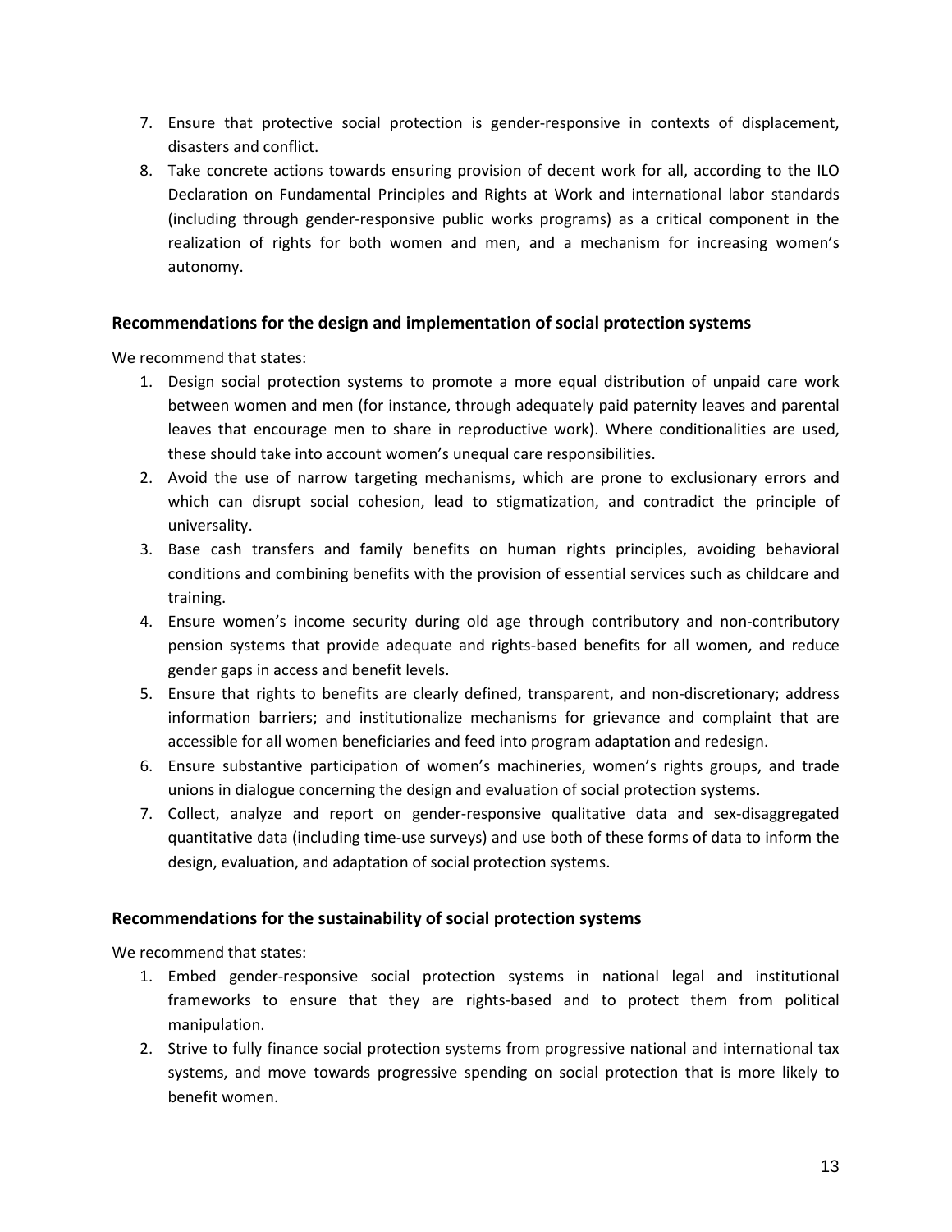7. Ensure that protective social protection is gender-responsive in contexts of displacement, disasters and conflict.
8. Take concrete actions towards ensuring provision of decent work for all, according to the ILO Declaration on Fundamental Principles and Rights at Work and international labor standards (including through gender-responsive public works programs) as a critical component in the realization of rights for both women and men, and a mechanism for increasing women's autonomy.

### Recommendations for the design and implementation of social protection systems

We recommend that states:

1. Design social protection systems to promote a more equal distribution of unpaid care work between women and men (for instance, through adequately paid paternity leaves and parental leaves that encourage men to share in reproductive work). Where conditionalities are used, these should take into account women's unequal care responsibilities.
2. Avoid the use of narrow targeting mechanisms, which are prone to exclusionary errors and which can disrupt social cohesion, lead to stigmatization, and contradict the principle of universality.
3. Base cash transfers and family benefits on human rights principles, avoiding behavioral conditions and combining benefits with the provision of essential services such as childcare and training.
4. Ensure women's income security during old age through contributory and non-contributory pension systems that provide adequate and rights-based benefits for all women, and reduce gender gaps in access and benefit levels.
5. Ensure that rights to benefits are clearly defined, transparent, and non-discretionary; address information barriers; and institutionalize mechanisms for grievance and complaint that are accessible for all women beneficiaries and feed into program adaptation and redesign.
6. Ensure substantive participation of women's machineries, women's rights groups, and trade unions in dialogue concerning the design and evaluation of social protection systems.
7. Collect, analyze and report on gender-responsive qualitative data and sex-disaggregated quantitative data (including time-use surveys) and use both of these forms of data to inform the design, evaluation, and adaptation of social protection systems.

### Recommendations for the sustainability of social protection systems

We recommend that states:

1. Embed gender-responsive social protection systems in national legal and institutional frameworks to ensure that they are rights-based and to protect them from political manipulation.
2. Strive to fully finance social protection systems from progressive national and international tax systems, and move towards progressive spending on social protection that is more likely to benefit women.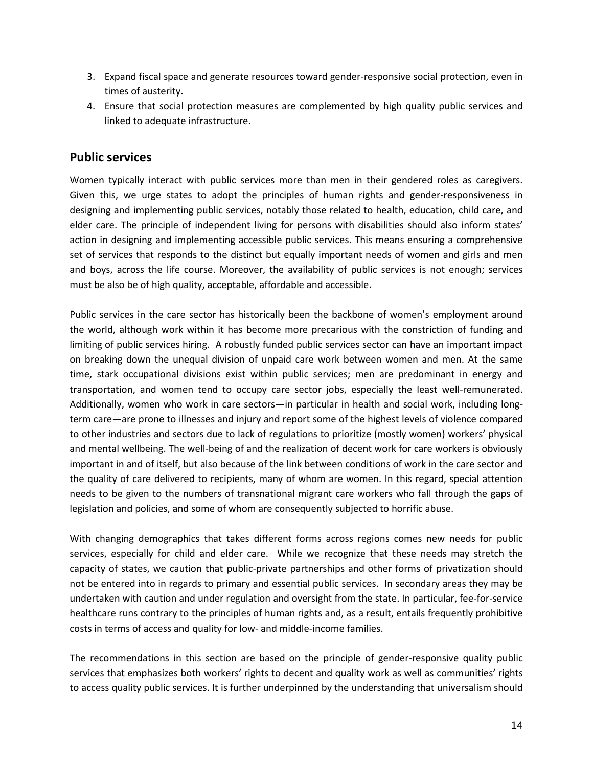3. Expand fiscal space and generate resources toward gender-responsive social protection, even in times of austerity.
4. Ensure that social protection measures are complemented by high quality public services and linked to adequate infrastructure.

## Public services

Women typically interact with public services more than men in their gendered roles as caregivers. Given this, we urge states to adopt the principles of human rights and gender-responsiveness in designing and implementing public services, notably those related to health, education, child care, and elder care. The principle of independent living for persons with disabilities should also inform states' action in designing and implementing accessible public services. This means ensuring a comprehensive set of services that responds to the distinct but equally important needs of women and girls and men and boys, across the life course. Moreover, the availability of public services is not enough; services must be also be of high quality, acceptable, affordable and accessible.

Public services in the care sector has historically been the backbone of women's employment around the world, although work within it has become more precarious with the constriction of funding and limiting of public services hiring. A robustly funded public services sector can have an important impact on breaking down the unequal division of unpaid care work between women and men. At the same time, stark occupational divisions exist within public services; men are predominant in energy and transportation, and women tend to occupy care sector jobs, especially the least well-remunerated. Additionally, women who work in care sectors—in particular in health and social work, including long-term care—are prone to illnesses and injury and report some of the highest levels of violence compared to other industries and sectors due to lack of regulations to prioritize (mostly women) workers' physical and mental wellbeing. The well-being of and the realization of decent work for care workers is obviously important in and of itself, but also because of the link between conditions of work in the care sector and the quality of care delivered to recipients, many of whom are women. In this regard, special attention needs to be given to the numbers of transnational migrant care workers who fall through the gaps of legislation and policies, and some of whom are consequently subjected to horrific abuse.

With changing demographics that takes different forms across regions comes new needs for public services, especially for child and elder care. While we recognize that these needs may stretch the capacity of states, we caution that public-private partnerships and other forms of privatization should not be entered into in regards to primary and essential public services. In secondary areas they may be undertaken with caution and under regulation and oversight from the state. In particular, fee-for-service healthcare runs contrary to the principles of human rights and, as a result, entails frequently prohibitive costs in terms of access and quality for low- and middle-income families.

The recommendations in this section are based on the principle of gender-responsive quality public services that emphasizes both workers' rights to decent and quality work as well as communities' rights to access quality public services. It is further underpinned by the understanding that universalism should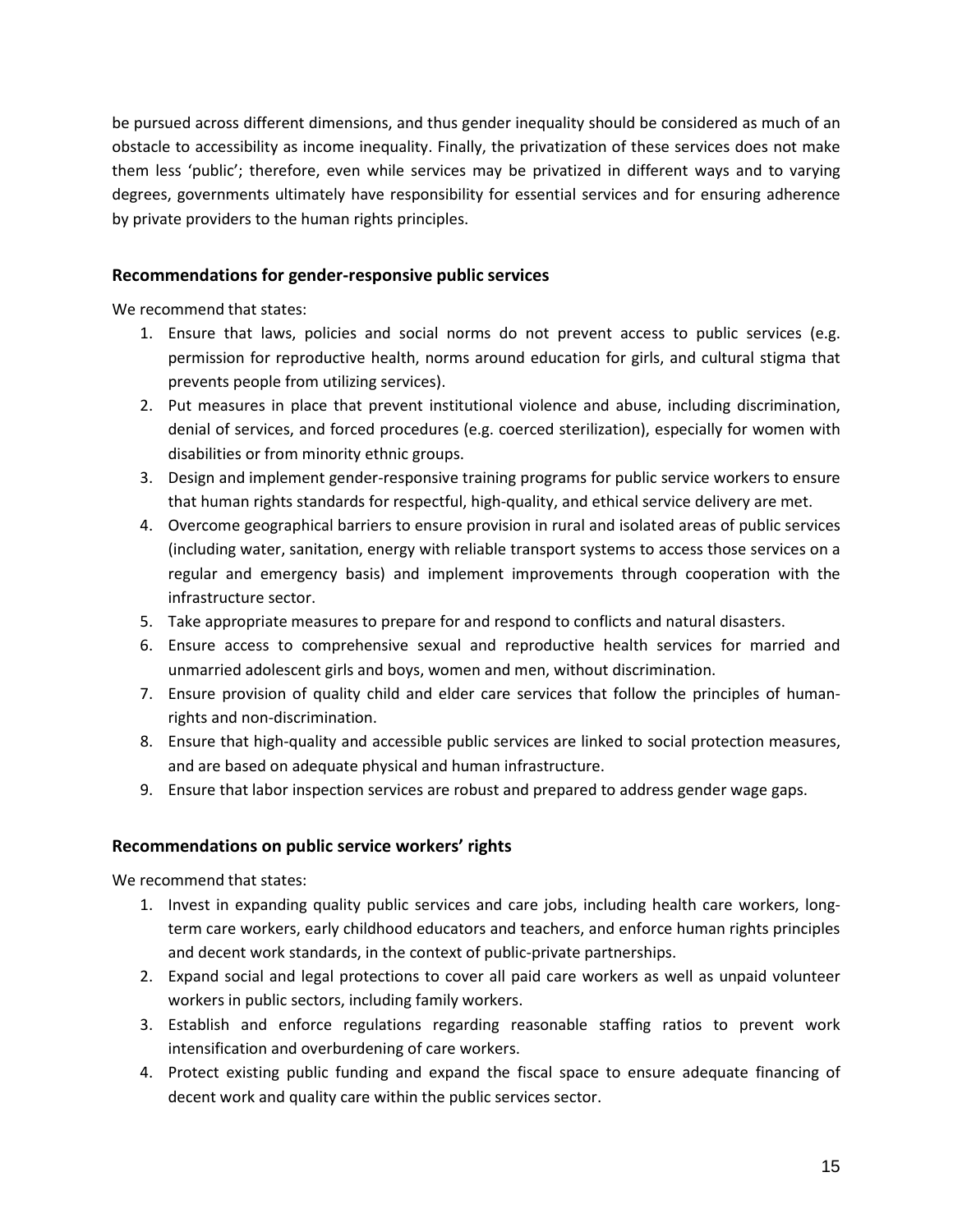be pursued across different dimensions, and thus gender inequality should be considered as much of an obstacle to accessibility as income inequality. Finally, the privatization of these services does not make them less 'public'; therefore, even while services may be privatized in different ways and to varying degrees, governments ultimately have responsibility for essential services and for ensuring adherence by private providers to the human rights principles.

### Recommendations for gender-responsive public services

We recommend that states:

1. Ensure that laws, policies and social norms do not prevent access to public services (e.g. permission for reproductive health, norms around education for girls, and cultural stigma that prevents people from utilizing services).
2. Put measures in place that prevent institutional violence and abuse, including discrimination, denial of services, and forced procedures (e.g. coerced sterilization), especially for women with disabilities or from minority ethnic groups.
3. Design and implement gender-responsive training programs for public service workers to ensure that human rights standards for respectful, high-quality, and ethical service delivery are met.
4. Overcome geographical barriers to ensure provision in rural and isolated areas of public services (including water, sanitation, energy with reliable transport systems to access those services on a regular and emergency basis) and implement improvements through cooperation with the infrastructure sector.
5. Take appropriate measures to prepare for and respond to conflicts and natural disasters.
6. Ensure access to comprehensive sexual and reproductive health services for married and unmarried adolescent girls and boys, women and men, without discrimination.
7. Ensure provision of quality child and elder care services that follow the principles of human-rights and non-discrimination.
8. Ensure that high-quality and accessible public services are linked to social protection measures, and are based on adequate physical and human infrastructure.
9. Ensure that labor inspection services are robust and prepared to address gender wage gaps.

### Recommendations on public service workers' rights

We recommend that states:

1. Invest in expanding quality public services and care jobs, including health care workers, long-term care workers, early childhood educators and teachers, and enforce human rights principles and decent work standards, in the context of public-private partnerships.
2. Expand social and legal protections to cover all paid care workers as well as unpaid volunteer workers in public sectors, including family workers.
3. Establish and enforce regulations regarding reasonable staffing ratios to prevent work intensification and overburdening of care workers.
4. Protect existing public funding and expand the fiscal space to ensure adequate financing of decent work and quality care within the public services sector.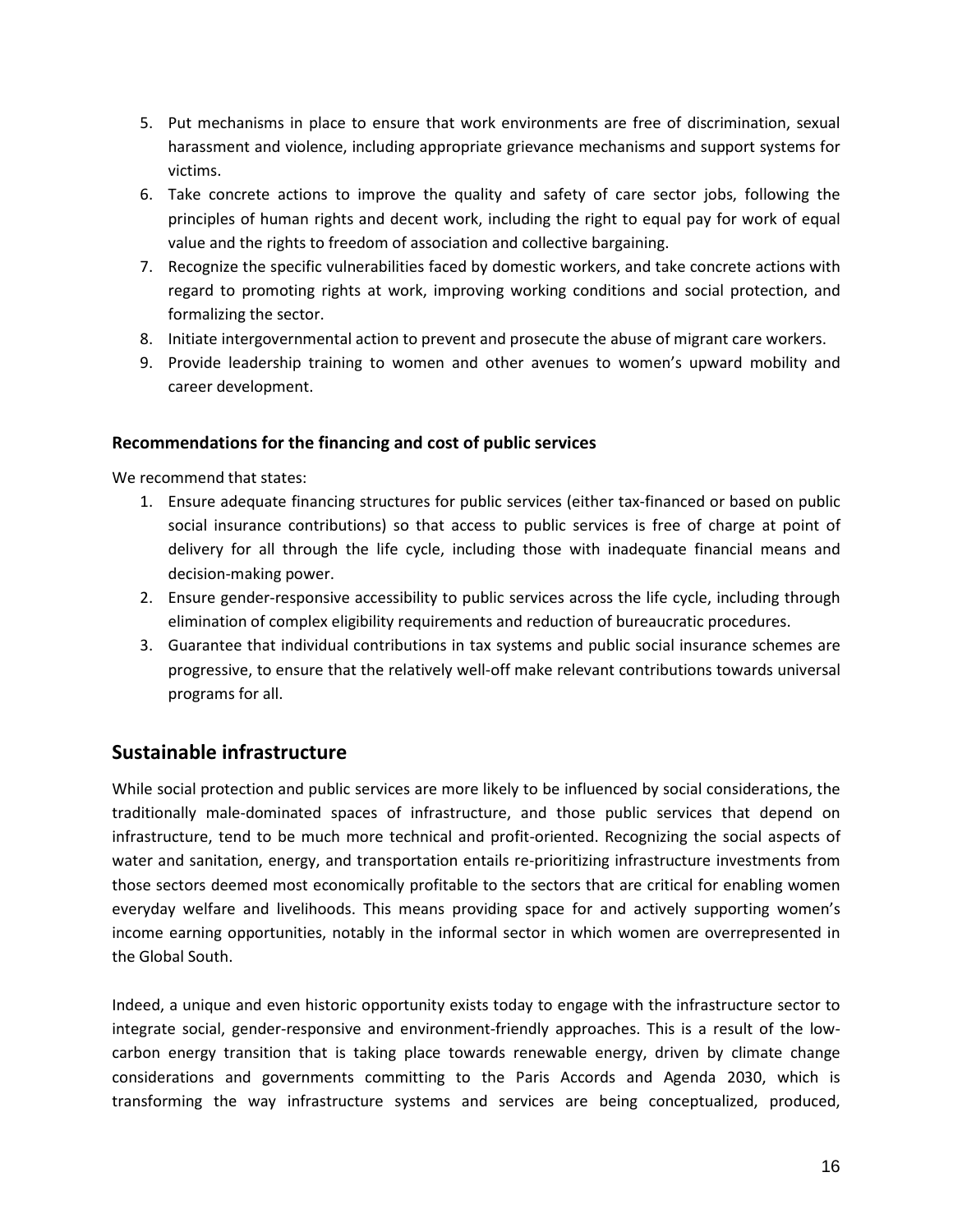5. Put mechanisms in place to ensure that work environments are free of discrimination, sexual harassment and violence, including appropriate grievance mechanisms and support systems for victims.
6. Take concrete actions to improve the quality and safety of care sector jobs, following the principles of human rights and decent work, including the right to equal pay for work of equal value and the rights to freedom of association and collective bargaining.
7. Recognize the specific vulnerabilities faced by domestic workers, and take concrete actions with regard to promoting rights at work, improving working conditions and social protection, and formalizing the sector.
8. Initiate intergovernmental action to prevent and prosecute the abuse of migrant care workers.
9. Provide leadership training to women and other avenues to women's upward mobility and career development.

### Recommendations for the financing and cost of public services

We recommend that states:

1. Ensure adequate financing structures for public services (either tax-financed or based on public social insurance contributions) so that access to public services is free of charge at point of delivery for all through the life cycle, including those with inadequate financial means and decision-making power.
2. Ensure gender-responsive accessibility to public services across the life cycle, including through elimination of complex eligibility requirements and reduction of bureaucratic procedures.
3. Guarantee that individual contributions in tax systems and public social insurance schemes are progressive, to ensure that the relatively well-off make relevant contributions towards universal programs for all.

## Sustainable infrastructure

While social protection and public services are more likely to be influenced by social considerations, the traditionally male-dominated spaces of infrastructure, and those public services that depend on infrastructure, tend to be much more technical and profit-oriented. Recognizing the social aspects of water and sanitation, energy, and transportation entails re-prioritizing infrastructure investments from those sectors deemed most economically profitable to the sectors that are critical for enabling women everyday welfare and livelihoods. This means providing space for and actively supporting women's income earning opportunities, notably in the informal sector in which women are overrepresented in the Global South.

Indeed, a unique and even historic opportunity exists today to engage with the infrastructure sector to integrate social, gender-responsive and environment-friendly approaches. This is a result of the low-carbon energy transition that is taking place towards renewable energy, driven by climate change considerations and governments committing to the Paris Accords and Agenda 2030, which is transforming the way infrastructure systems and services are being conceptualized, produced,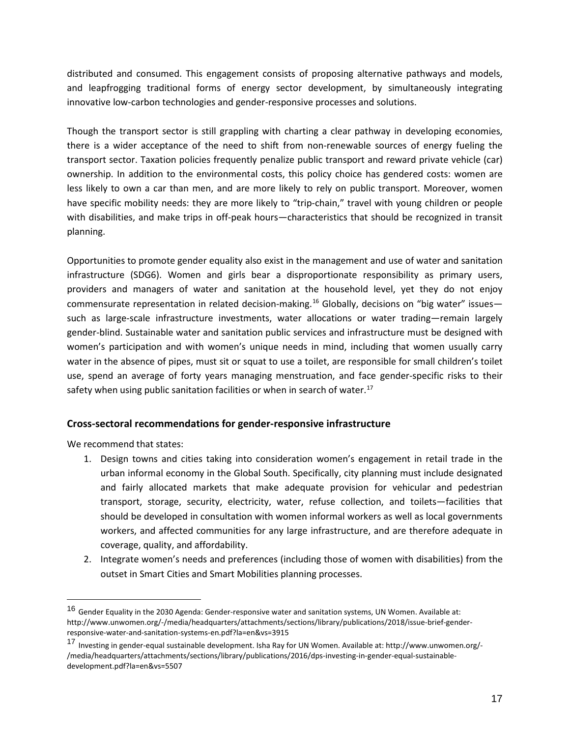distributed and consumed. This engagement consists of proposing alternative pathways and models, and leapfrogging traditional forms of energy sector development, by simultaneously integrating innovative low-carbon technologies and gender-responsive processes and solutions.

Though the transport sector is still grappling with charting a clear pathway in developing economies, there is a wider acceptance of the need to shift from non-renewable sources of energy fueling the transport sector. Taxation policies frequently penalize public transport and reward private vehicle (car) ownership. In addition to the environmental costs, this policy choice has gendered costs: women are less likely to own a car than men, and are more likely to rely on public transport. Moreover, women have specific mobility needs: they are more likely to "trip-chain," travel with young children or people with disabilities, and make trips in off-peak hours—characteristics that should be recognized in transit planning.

Opportunities to promote gender equality also exist in the management and use of water and sanitation infrastructure (SDG6). Women and girls bear a disproportionate responsibility as primary users, providers and managers of water and sanitation at the household level, yet they do not enjoy commensurate representation in related decision-making.[16] Globally, decisions on "big water" issues—such as large-scale infrastructure investments, water allocations or water trading—remain largely gender-blind. Sustainable water and sanitation public services and infrastructure must be designed with women's participation and with women's unique needs in mind, including that women usually carry water in the absence of pipes, must sit or squat to use a toilet, are responsible for small children's toilet use, spend an average of forty years managing menstruation, and face gender-specific risks to their safety when using public sanitation facilities or when in search of water.[17]

### Cross-sectoral recommendations for gender-responsive infrastructure

We recommend that states:

1. Design towns and cities taking into consideration women's engagement in retail trade in the urban informal economy in the Global South. Specifically, city planning must include designated and fairly allocated markets that make adequate provision for vehicular and pedestrian transport, storage, security, electricity, water, refuse collection, and toilets—facilities that should be developed in consultation with women informal workers as well as local governments workers, and affected communities for any large infrastructure, and are therefore adequate in coverage, quality, and affordability.
2. Integrate women's needs and preferences (including those of women with disabilities) from the outset in Smart Cities and Smart Mobilities planning processes.

---

[16] Gender Equality in the 2030 Agenda: Gender-responsive water and sanitation systems, UN Women. Available at: http://www.unwomen.org/-/media/headquarters/attachments/sections/library/publications/2018/issue-brief-gender-responsive-water-and-sanitation-systems-en.pdf?la=en&vs=3915

[17] Investing in gender-equal sustainable development. Isha Ray for UN Women. Available at: http://www.unwomen.org/-/media/headquarters/attachments/sections/library/publications/2016/dps-investing-in-gender-equal-sustainable-development.pdf?la=en&vs=5507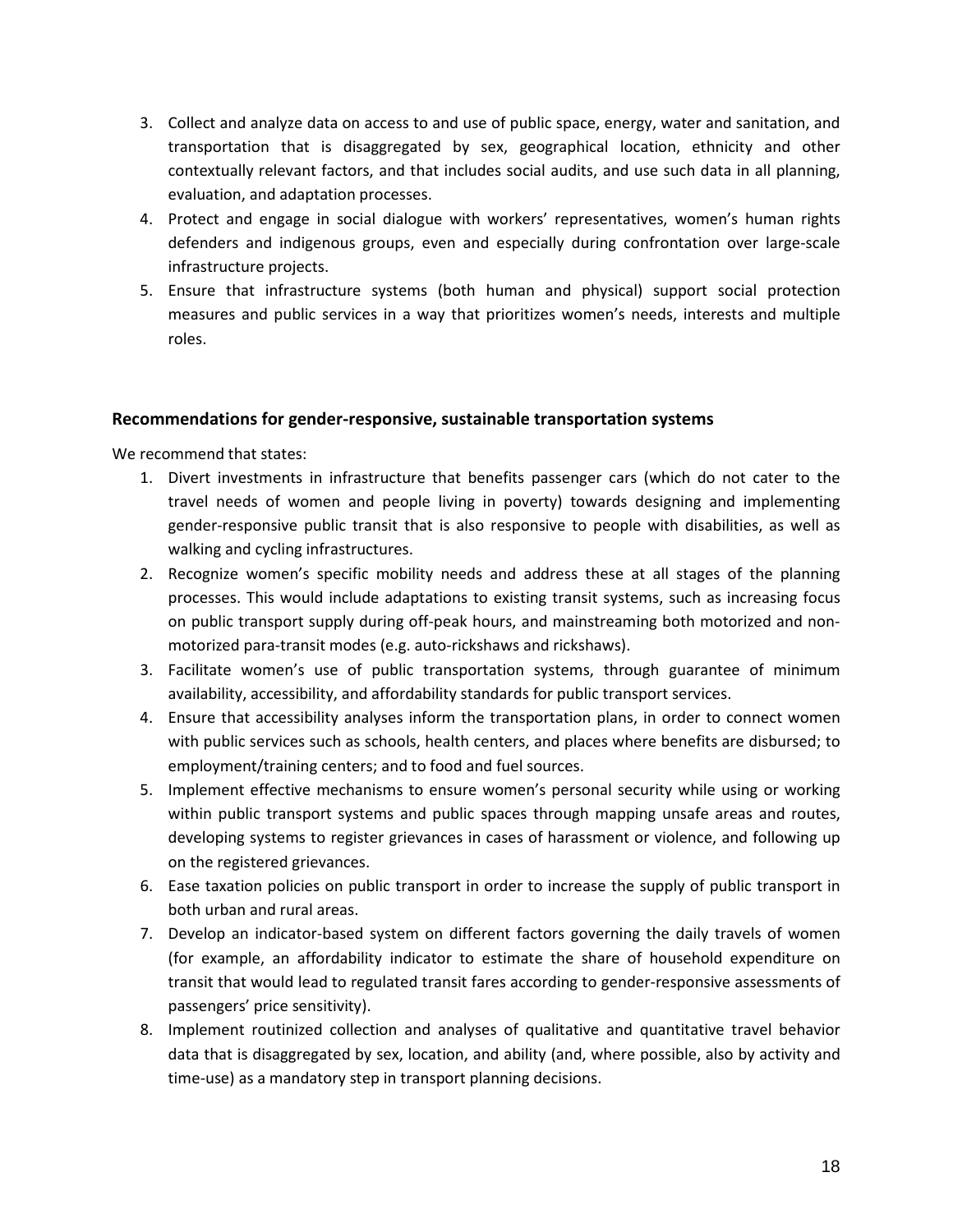3. Collect and analyze data on access to and use of public space, energy, water and sanitation, and transportation that is disaggregated by sex, geographical location, ethnicity and other contextually relevant factors, and that includes social audits, and use such data in all planning, evaluation, and adaptation processes.
4. Protect and engage in social dialogue with workers' representatives, women's human rights defenders and indigenous groups, even and especially during confrontation over large-scale infrastructure projects.
5. Ensure that infrastructure systems (both human and physical) support social protection measures and public services in a way that prioritizes women's needs, interests and multiple roles.

### Recommendations for gender-responsive, sustainable transportation systems

We recommend that states:

1. Divert investments in infrastructure that benefits passenger cars (which do not cater to the travel needs of women and people living in poverty) towards designing and implementing gender-responsive public transit that is also responsive to people with disabilities, as well as walking and cycling infrastructures.
2. Recognize women's specific mobility needs and address these at all stages of the planning processes. This would include adaptations to existing transit systems, such as increasing focus on public transport supply during off-peak hours, and mainstreaming both motorized and non-motorized para-transit modes (e.g. auto-rickshaws and rickshaws).
3. Facilitate women's use of public transportation systems, through guarantee of minimum availability, accessibility, and affordability standards for public transport services.
4. Ensure that accessibility analyses inform the transportation plans, in order to connect women with public services such as schools, health centers, and places where benefits are disbursed; to employment/training centers; and to food and fuel sources.
5. Implement effective mechanisms to ensure women's personal security while using or working within public transport systems and public spaces through mapping unsafe areas and routes, developing systems to register grievances in cases of harassment or violence, and following up on the registered grievances.
6. Ease taxation policies on public transport in order to increase the supply of public transport in both urban and rural areas.
7. Develop an indicator-based system on different factors governing the daily travels of women (for example, an affordability indicator to estimate the share of household expenditure on transit that would lead to regulated transit fares according to gender-responsive assessments of passengers' price sensitivity).
8. Implement routinized collection and analyses of qualitative and quantitative travel behavior data that is disaggregated by sex, location, and ability (and, where possible, also by activity and time-use) as a mandatory step in transport planning decisions.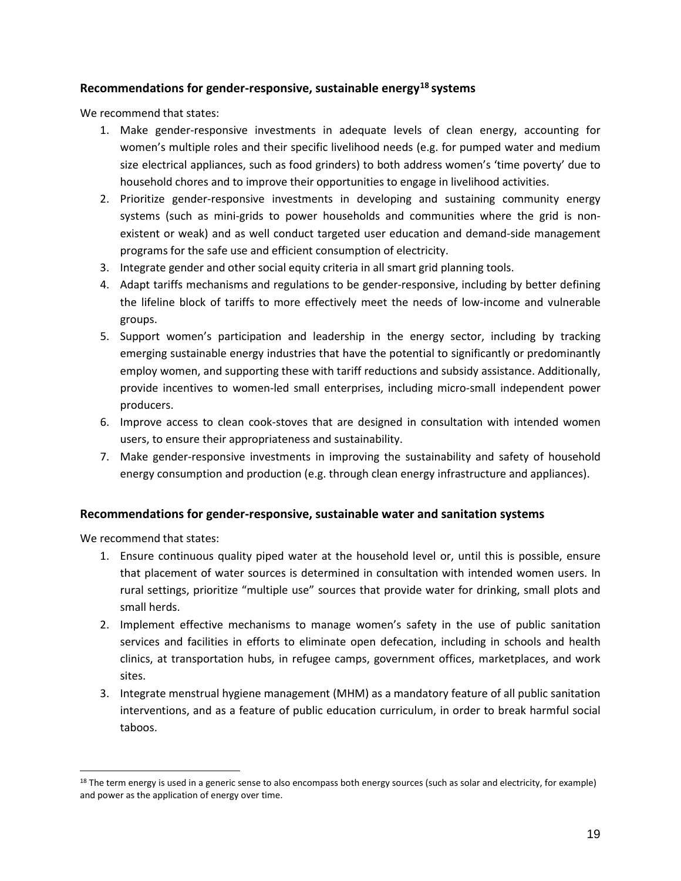### Recommendations for gender-responsive, sustainable energy[18] systems

We recommend that states:

1. Make gender-responsive investments in adequate levels of clean energy, accounting for women's multiple roles and their specific livelihood needs (e.g. for pumped water and medium size electrical appliances, such as food grinders) to both address women's 'time poverty' due to household chores and to improve their opportunities to engage in livelihood activities.
2. Prioritize gender-responsive investments in developing and sustaining community energy systems (such as mini-grids to power households and communities where the grid is non-existent or weak) and as well conduct targeted user education and demand-side management programs for the safe use and efficient consumption of electricity.
3. Integrate gender and other social equity criteria in all smart grid planning tools.
4. Adapt tariffs mechanisms and regulations to be gender-responsive, including by better defining the lifeline block of tariffs to more effectively meet the needs of low-income and vulnerable groups.
5. Support women's participation and leadership in the energy sector, including by tracking emerging sustainable energy industries that have the potential to significantly or predominantly employ women, and supporting these with tariff reductions and subsidy assistance. Additionally, provide incentives to women-led small enterprises, including micro-small independent power producers.
6. Improve access to clean cook-stoves that are designed in consultation with intended women users, to ensure their appropriateness and sustainability.
7. Make gender-responsive investments in improving the sustainability and safety of household energy consumption and production (e.g. through clean energy infrastructure and appliances).

### Recommendations for gender-responsive, sustainable water and sanitation systems

We recommend that states:

1. Ensure continuous quality piped water at the household level or, until this is possible, ensure that placement of water sources is determined in consultation with intended women users. In rural settings, prioritize "multiple use" sources that provide water for drinking, small plots and small herds.
2. Implement effective mechanisms to manage women's safety in the use of public sanitation services and facilities in efforts to eliminate open defecation, including in schools and health clinics, at transportation hubs, in refugee camps, government offices, marketplaces, and work sites.
3. Integrate menstrual hygiene management (MHM) as a mandatory feature of all public sanitation interventions, and as a feature of public education curriculum, in order to break harmful social taboos.

---

[18] The term energy is used in a generic sense to also encompass both energy sources (such as solar and electricity, for example) and power as the application of energy over time.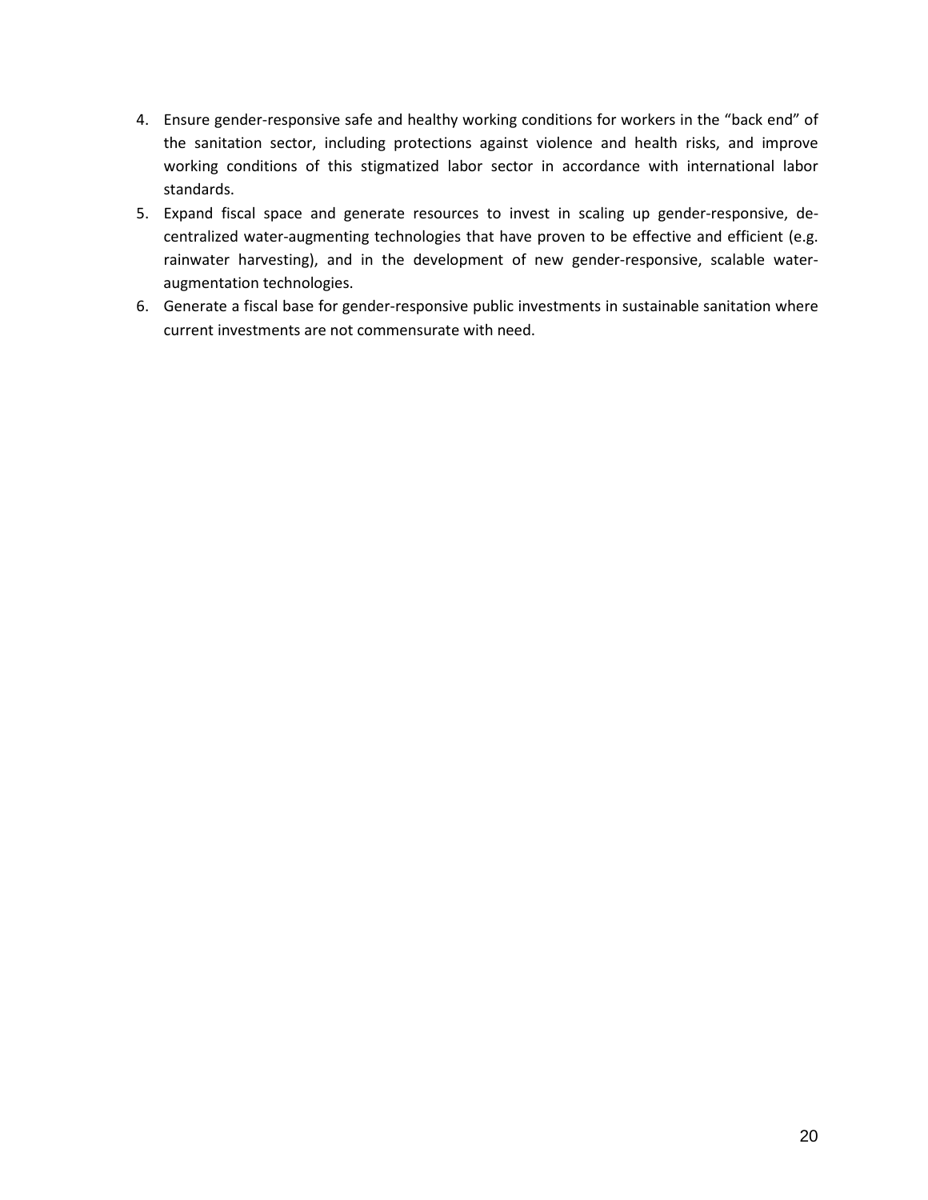4. Ensure gender-responsive safe and healthy working conditions for workers in the "back end" of the sanitation sector, including protections against violence and health risks, and improve working conditions of this stigmatized labor sector in accordance with international labor standards.
5. Expand fiscal space and generate resources to invest in scaling up gender-responsive, de-centralized water-augmenting technologies that have proven to be effective and efficient (e.g. rainwater harvesting), and in the development of new gender-responsive, scalable water-augmentation technologies.
6. Generate a fiscal base for gender-responsive public investments in sustainable sanitation where current investments are not commensurate with need.